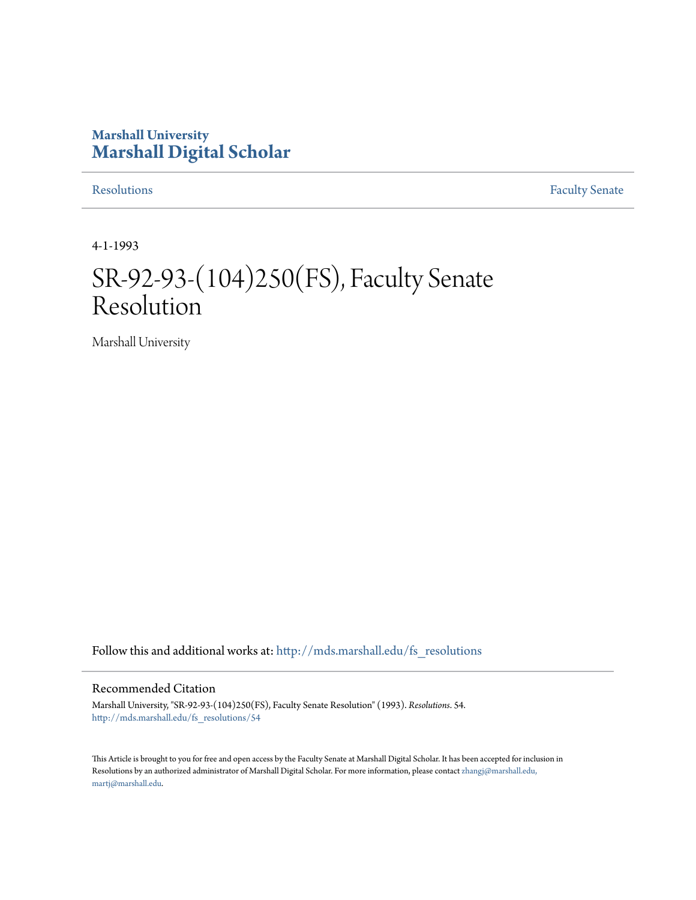Marshall University
# Marshall Digital Scholar

Resolutions | Faculty Senate

4-1-1993

# SR-92-93-(104)250(FS), Faculty Senate Resolution

Marshall University

Follow this and additional works at: http://mds.marshall.edu/fs_resolutions

## Recommended Citation

Marshall University, "SR-92-93-(104)250(FS), Faculty Senate Resolution" (1993). *Resolutions*. 54.
http://mds.marshall.edu/fs_resolutions/54

This Article is brought to you for free and open access by the Faculty Senate at Marshall Digital Scholar. It has been accepted for inclusion in Resolutions by an authorized administrator of Marshall Digital Scholar. For more information, please contact zhangj@marshall.edu, martj@marshall.edu.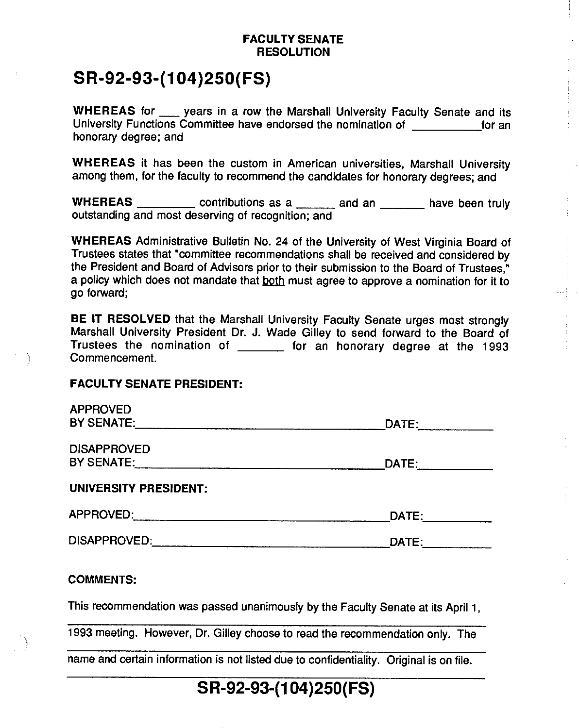**FACULTY SENATE**
**RESOLUTION**

# SR-92-93-(104)250(FS)

**WHEREAS** for ___ years in a row the Marshall University Faculty Senate and its University Functions Committee have endorsed the nomination of __________for an honorary degree; and

**WHEREAS** it has been the custom in American universities, Marshall University among them, for the faculty to recommend the candidates for honorary degrees; and

**WHEREAS** _________ contributions as a ______ and an _______ have been truly outstanding and most deserving of recognition; and

**WHEREAS** Administrative Bulletin No. 24 of the University of West Virginia Board of Trustees states that "committee recommendations shall be received and considered by the President and Board of Advisors prior to their submission to the Board of Trustees," a policy which does not mandate that <u>both</u> must agree to approve a nomination for it to go forward;

**BE IT RESOLVED** that the Marshall University Faculty Senate urges most strongly Marshall University President Dr. J. Wade Gilley to send forward to the Board of Trustees the nomination of _______ for an honorary degree at the 1993 Commencement.

**FACULTY SENATE PRESIDENT:**

APPROVED
BY SENATE:______________________________________DATE:___________

DISAPPROVED
BY SENATE:______________________________________DATE:___________

**UNIVERSITY PRESIDENT:**

APPROVED:______________________________________DATE:___________

DISAPPROVED:____________________________________DATE:___________

**COMMENTS:**

This recommendation was passed unanimously by the Faculty Senate at its April 1, 1993 meeting. However, Dr. Gilley choose to read the recommendation only. The name and certain information is not listed due to confidentiality. Original is on file.

**SR-92-93-(104)250(FS)**